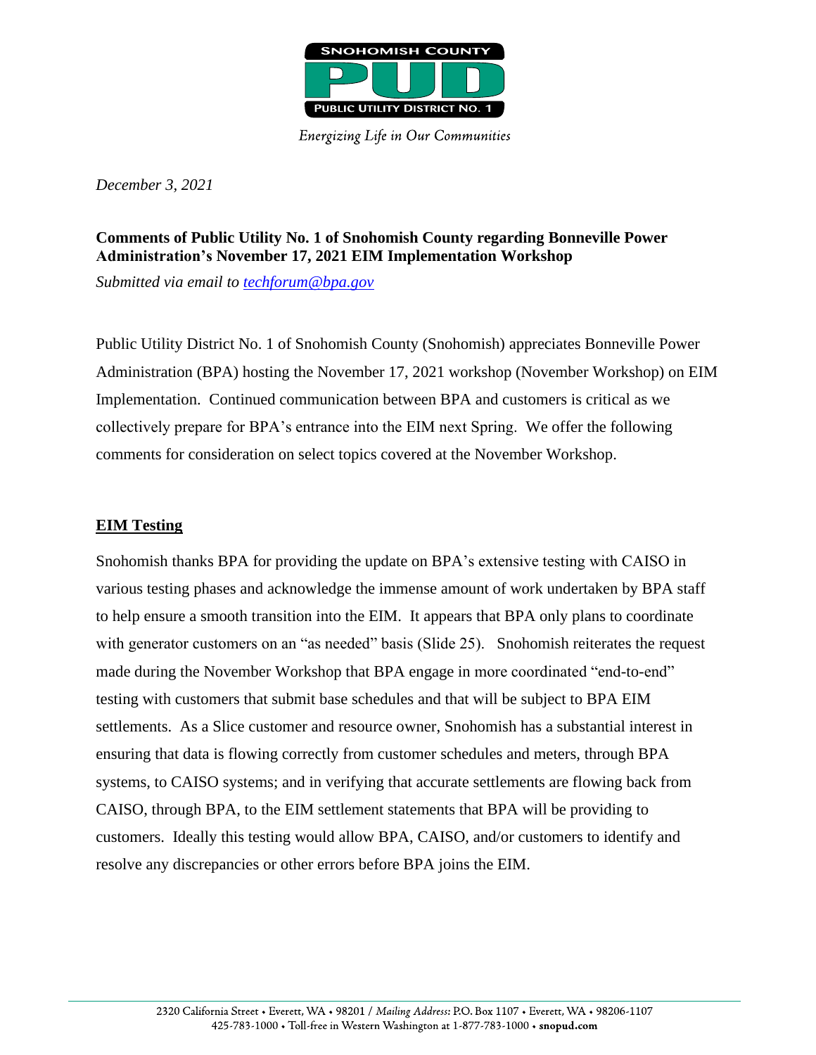SNOHOMISH COUNTY

PUD

PUBLIC UTILITY DISTRICT NO. 1

*Energizing Life in Our Communities*

*December 3, 2021*

**Comments of Public Utility No. 1 of Snohomish County regarding Bonneville Power Administration's November 17, 2021 EIM Implementation Workshop**

*Submitted via email to [techforum@bpa.gov](mailto:techforum@bpa.gov)*

Public Utility District No. 1 of Snohomish County (Snohomish) appreciates Bonneville Power Administration (BPA) hosting the November 17, 2021 workshop (November Workshop) on EIM Implementation. Continued communication between BPA and customers is critical as we collectively prepare for BPA's entrance into the EIM next Spring. We offer the following comments for consideration on select topics covered at the November Workshop.

## EIM Testing

Snohomish thanks BPA for providing the update on BPA's extensive testing with CAISO in various testing phases and acknowledge the immense amount of work undertaken by BPA staff to help ensure a smooth transition into the EIM. It appears that BPA only plans to coordinate with generator customers on an "as needed" basis (Slide 25). Snohomish reiterates the request made during the November Workshop that BPA engage in more coordinated "end-to-end" testing with customers that submit base schedules and that will be subject to BPA EIM settlements. As a Slice customer and resource owner, Snohomish has a substantial interest in ensuring that data is flowing correctly from customer schedules and meters, through BPA systems, to CAISO systems; and in verifying that accurate settlements are flowing back from CAISO, through BPA, to the EIM settlement statements that BPA will be providing to customers. Ideally this testing would allow BPA, CAISO, and/or customers to identify and resolve any discrepancies or other errors before BPA joins the EIM.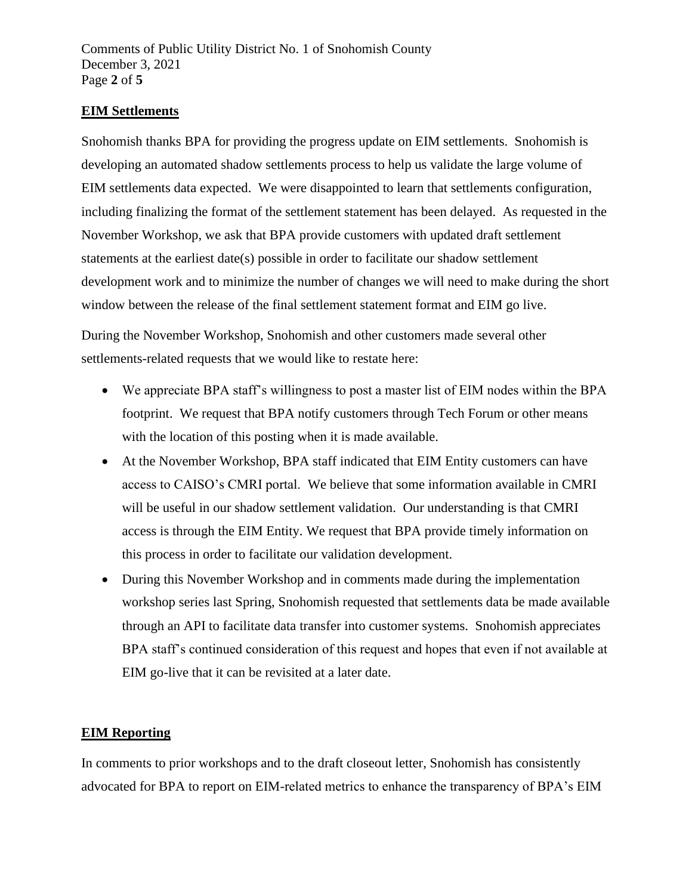## EIM Settlements

Snohomish thanks BPA for providing the progress update on EIM settlements. Snohomish is developing an automated shadow settlements process to help us validate the large volume of EIM settlements data expected. We were disappointed to learn that settlements configuration, including finalizing the format of the settlement statement has been delayed. As requested in the November Workshop, we ask that BPA provide customers with updated draft settlement statements at the earliest date(s) possible in order to facilitate our shadow settlement development work and to minimize the number of changes we will need to make during the short window between the release of the final settlement statement format and EIM go live.

During the November Workshop, Snohomish and other customers made several other settlements-related requests that we would like to restate here:

- We appreciate BPA staff's willingness to post a master list of EIM nodes within the BPA footprint. We request that BPA notify customers through Tech Forum or other means with the location of this posting when it is made available.
- At the November Workshop, BPA staff indicated that EIM Entity customers can have access to CAISO's CMRI portal. We believe that some information available in CMRI will be useful in our shadow settlement validation. Our understanding is that CMRI access is through the EIM Entity. We request that BPA provide timely information on this process in order to facilitate our validation development.
- During this November Workshop and in comments made during the implementation workshop series last Spring, Snohomish requested that settlements data be made available through an API to facilitate data transfer into customer systems. Snohomish appreciates BPA staff's continued consideration of this request and hopes that even if not available at EIM go-live that it can be revisited at a later date.

## EIM Reporting

In comments to prior workshops and to the draft closeout letter, Snohomish has consistently advocated for BPA to report on EIM-related metrics to enhance the transparency of BPA's EIM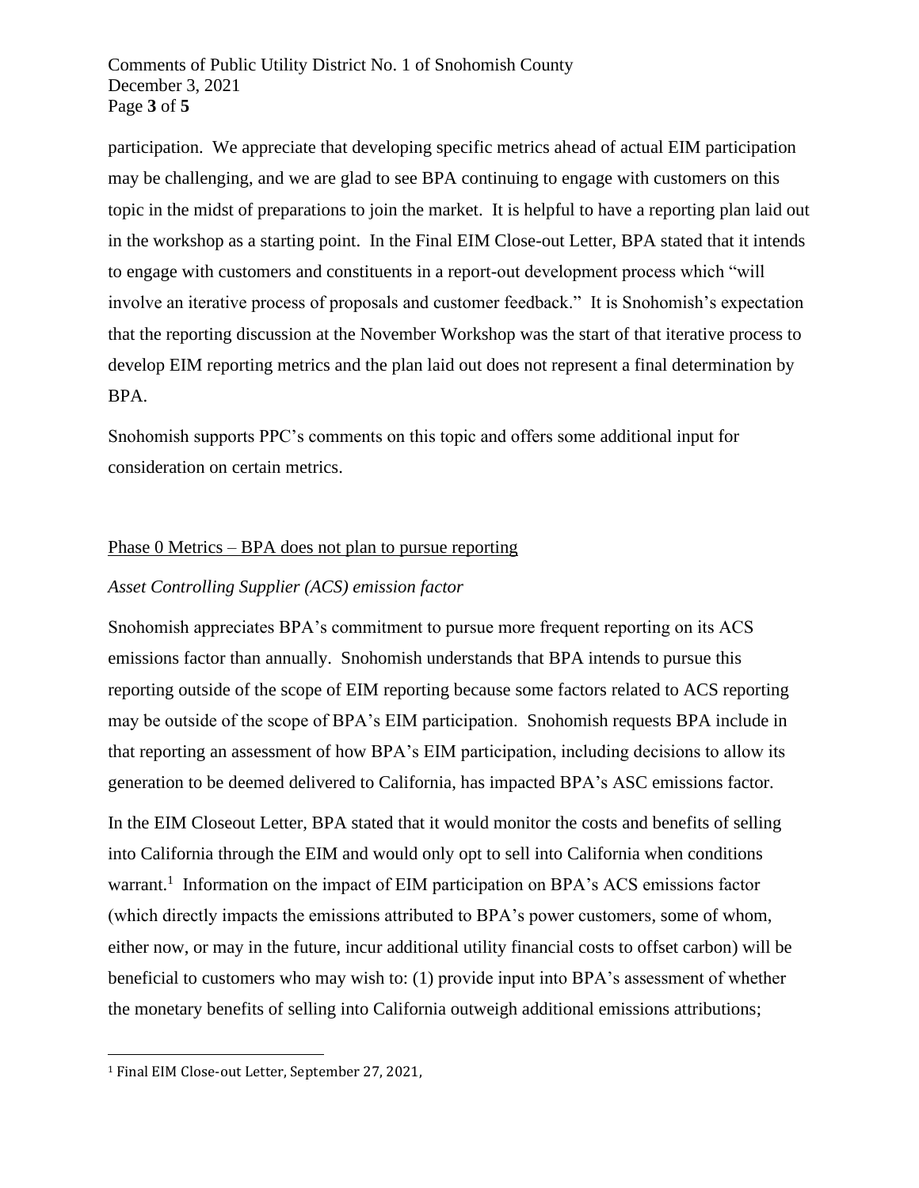participation. We appreciate that developing specific metrics ahead of actual EIM participation may be challenging, and we are glad to see BPA continuing to engage with customers on this topic in the midst of preparations to join the market. It is helpful to have a reporting plan laid out in the workshop as a starting point. In the Final EIM Close-out Letter, BPA stated that it intends to engage with customers and constituents in a report-out development process which "will involve an iterative process of proposals and customer feedback." It is Snohomish's expectation that the reporting discussion at the November Workshop was the start of that iterative process to develop EIM reporting metrics and the plan laid out does not represent a final determination by BPA.

Snohomish supports PPC's comments on this topic and offers some additional input for consideration on certain metrics.

<u>Phase 0 Metrics – BPA does not plan to pursue reporting</u>

*Asset Controlling Supplier (ACS) emission factor*

Snohomish appreciates BPA's commitment to pursue more frequent reporting on its ACS emissions factor than annually. Snohomish understands that BPA intends to pursue this reporting outside of the scope of EIM reporting because some factors related to ACS reporting may be outside of the scope of BPA's EIM participation. Snohomish requests BPA include in that reporting an assessment of how BPA's EIM participation, including decisions to allow its generation to be deemed delivered to California, has impacted BPA's ASC emissions factor.

In the EIM Closeout Letter, BPA stated that it would monitor the costs and benefits of selling into California through the EIM and would only opt to sell into California when conditions warrant.[1] Information on the impact of EIM participation on BPA's ACS emissions factor (which directly impacts the emissions attributed to BPA's power customers, some of whom, either now, or may in the future, incur additional utility financial costs to offset carbon) will be beneficial to customers who may wish to: (1) provide input into BPA's assessment of whether the monetary benefits of selling into California outweigh additional emissions attributions;

[1] Final EIM Close-out Letter, September 27, 2021,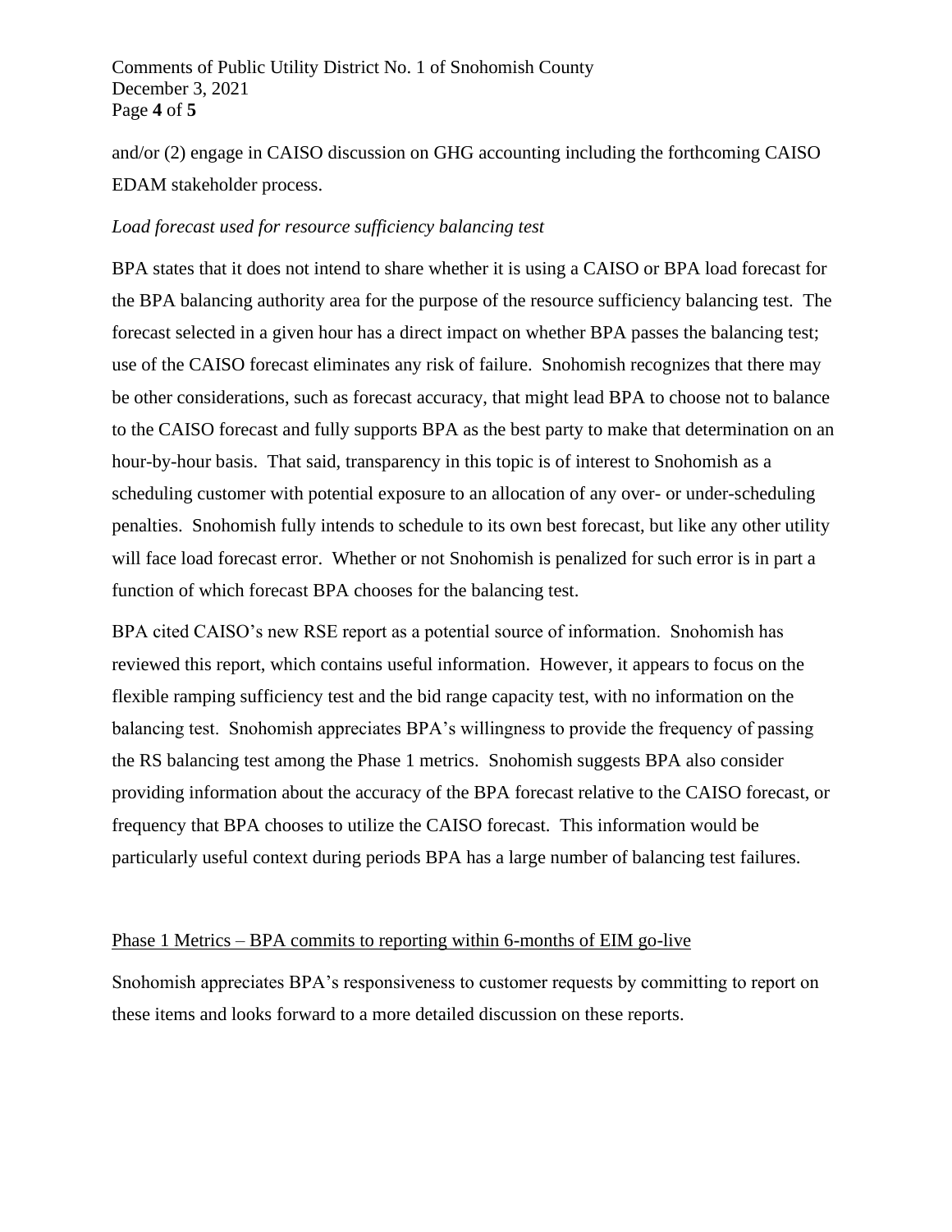and/or (2) engage in CAISO discussion on GHG accounting including the forthcoming CAISO EDAM stakeholder process.

*Load forecast used for resource sufficiency balancing test*

BPA states that it does not intend to share whether it is using a CAISO or BPA load forecast for the BPA balancing authority area for the purpose of the resource sufficiency balancing test. The forecast selected in a given hour has a direct impact on whether BPA passes the balancing test; use of the CAISO forecast eliminates any risk of failure. Snohomish recognizes that there may be other considerations, such as forecast accuracy, that might lead BPA to choose not to balance to the CAISO forecast and fully supports BPA as the best party to make that determination on an hour-by-hour basis. That said, transparency in this topic is of interest to Snohomish as a scheduling customer with potential exposure to an allocation of any over- or under-scheduling penalties. Snohomish fully intends to schedule to its own best forecast, but like any other utility will face load forecast error. Whether or not Snohomish is penalized for such error is in part a function of which forecast BPA chooses for the balancing test.

BPA cited CAISO's new RSE report as a potential source of information. Snohomish has reviewed this report, which contains useful information. However, it appears to focus on the flexible ramping sufficiency test and the bid range capacity test, with no information on the balancing test. Snohomish appreciates BPA's willingness to provide the frequency of passing the RS balancing test among the Phase 1 metrics. Snohomish suggests BPA also consider providing information about the accuracy of the BPA forecast relative to the CAISO forecast, or frequency that BPA chooses to utilize the CAISO forecast. This information would be particularly useful context during periods BPA has a large number of balancing test failures.

<u>Phase 1 Metrics – BPA commits to reporting within 6-months of EIM go-live</u>

Snohomish appreciates BPA's responsiveness to customer requests by committing to report on these items and looks forward to a more detailed discussion on these reports.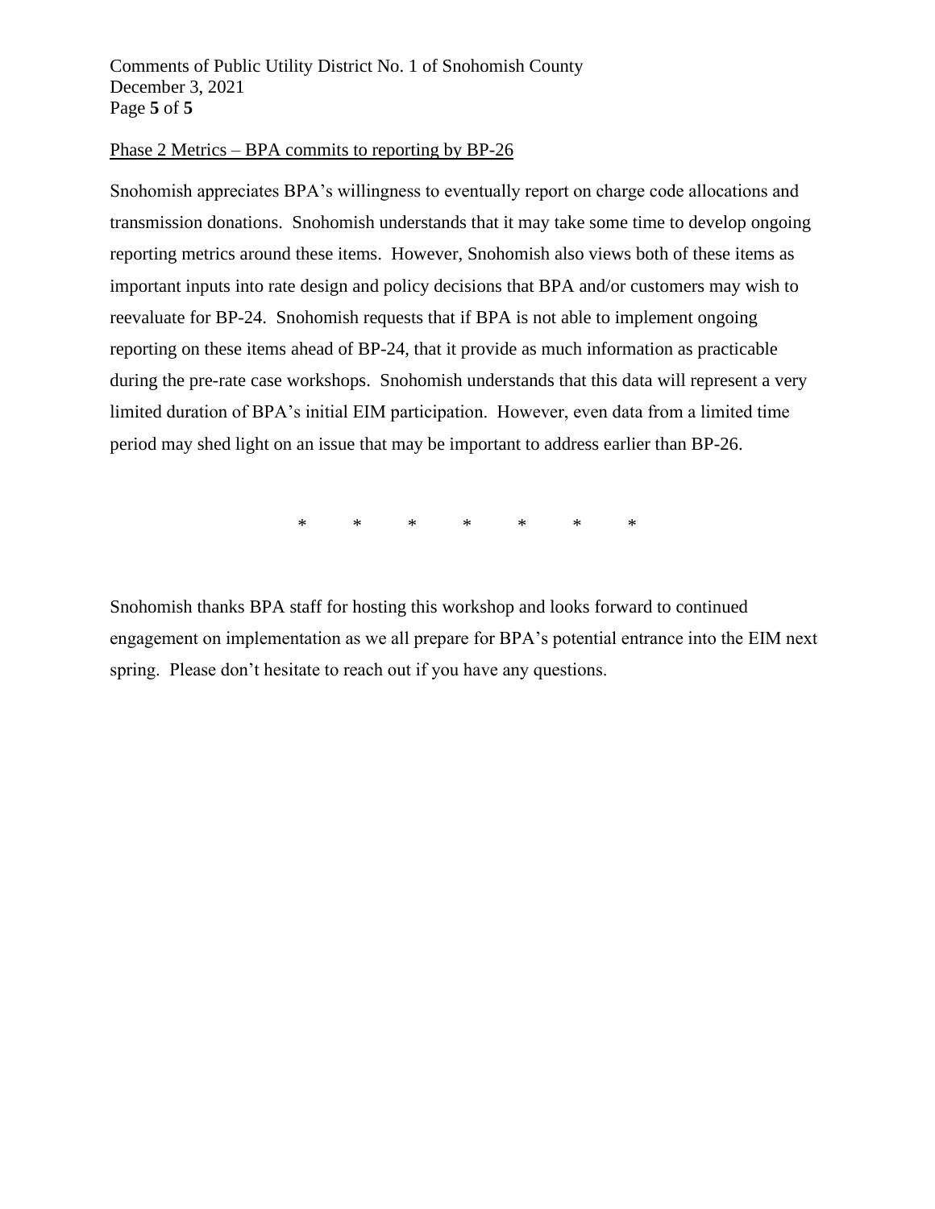<u>Phase 2 Metrics – BPA commits to reporting by BP-26</u>

Snohomish appreciates BPA's willingness to eventually report on charge code allocations and transmission donations. Snohomish understands that it may take some time to develop ongoing reporting metrics around these items. However, Snohomish also views both of these items as important inputs into rate design and policy decisions that BPA and/or customers may wish to reevaluate for BP-24. Snohomish requests that if BPA is not able to implement ongoing reporting on these items ahead of BP-24, that it provide as much information as practicable during the pre-rate case workshops. Snohomish understands that this data will represent a very limited duration of BPA's initial EIM participation. However, even data from a limited time period may shed light on an issue that may be important to address earlier than BP-26.

\* \* \* \* \* \* \*

Snohomish thanks BPA staff for hosting this workshop and looks forward to continued engagement on implementation as we all prepare for BPA's potential entrance into the EIM next spring. Please don't hesitate to reach out if you have any questions.